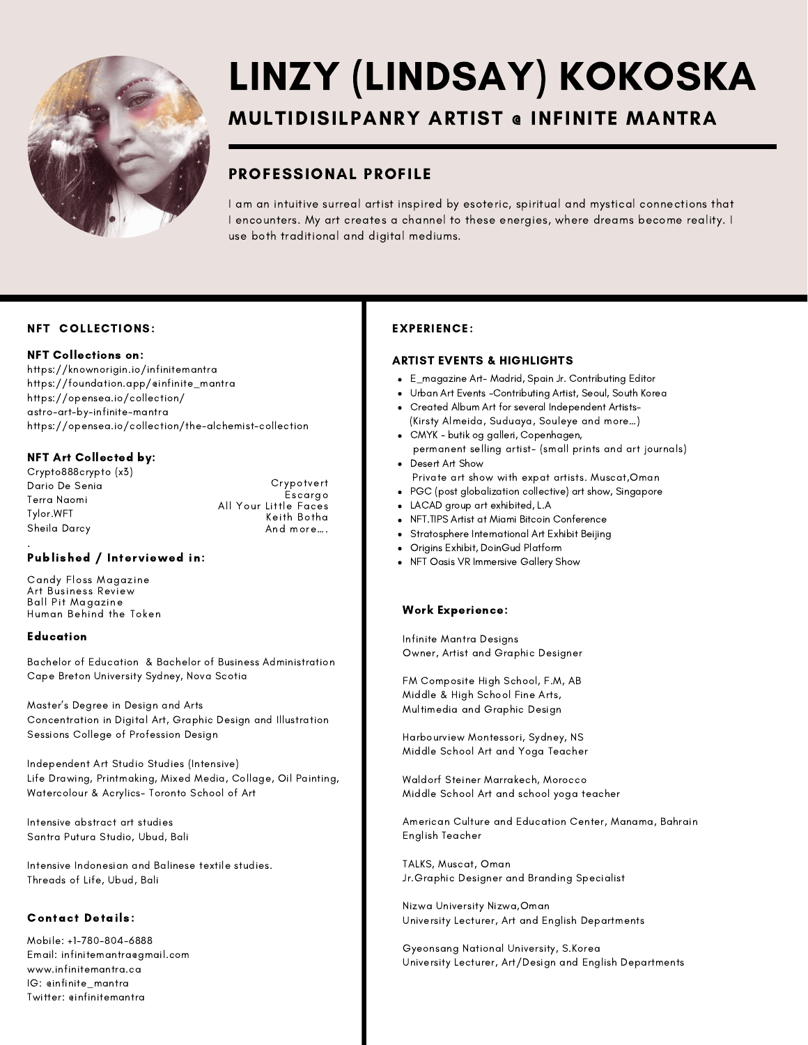# LINZY (LINDSAY) KOKOSKA

## MULTIDISILPANRY ARTIST @ INFINITE MANTRA

### PROFESSIONAL PROFILE

I am an intuitive surreal artist inspired by esoteric, spiritual and mystical connections that I encounters. My art creates a channel to these energies, where dreams become reality. I use both traditional and digital mediums.

### NFT COLLECTIONS:

**NFT Collections on:**

https://knownorigin.io/infinitemantra
https://foundation.app/@infinite_mantra
https://opensea.io/collection/astro-art-by-infinite-mantra
https://opensea.io/collection/the-alchemist-collection

**NFT Art Collected by:**

Crypto888crypto (x3)
Dario De Senia
Terra Naomi
Tylor.WFT
Sheila Darcy
Crypotvert
Escargo
All Your Little Faces
Keith Botha
And more….

.

**Published / Interviewed in:**

Candy Floss Magazine
Art Business Review
Ball Pit Magazine
Human Behind the Token

### Education

Bachelor of Education & Bachelor of Business Administration
Cape Breton University Sydney, Nova Scotia

Master's Degree in Design and Arts
Concentration in Digital Art, Graphic Design and Illustration
Sessions College of Profession Design

Independent Art Studio Studies (Intensive)
Life Drawing, Printmaking, Mixed Media, Collage, Oil Painting, Watercolour & Acrylics- Toronto School of Art

Intensive abstract art studies
Santra Putura Studio, Ubud, Bali

Intensive Indonesian and Balinese textile studies.
Threads of Life, Ubud, Bali

### Contact Details:

Mobile: +1-780-804-6888
Email: infinitemantra@gmail.com
www.infinitemantra.ca
IG: @infinite_mantra
Twitter: @infinitemantra

### EXPERIENCE:

**ARTIST EVENTS & HIGHLIGHTS**

- E_magazine Art- Madrid, Spain Jr. Contributing Editor
- Urban Art Events -Contributing Artist, Seoul, South Korea
- Created Album Art for several Independent Artists- (Kirsty Almeida, Suduaya, Souleye and more…)
- CMYK - butik og galleri, Copenhagen, permanent selling artist- (small prints and art journals)
- Desert Art Show
  Private art show with expat artists. Muscat,Oman
- PGC (post globalization collective) art show, Singapore
- LACAD group art exhibited, L.A
- NFT.TIPS Artist at Miami Bitcoin Conference
- Stratosphere International Art Exhibit Beijing
- Origins Exhibit, DoinGud Platform
- NFT Oasis VR Immersive Gallery Show

**Work Experience:**

Infinite Mantra Designs
Owner, Artist and Graphic Designer

FM Composite High School, F.M, AB
Middle & High School Fine Arts, Multimedia and Graphic Design

Harbourview Montessori, Sydney, NS
Middle School Art and Yoga Teacher

Waldorf Steiner Marrakech, Morocco
Middle School Art and school yoga teacher

American Culture and Education Center, Manama, Bahrain
English Teacher

TALKS, Muscat, Oman
Jr.Graphic Designer and Branding Specialist

Nizwa University Nizwa,Oman
University Lecturer, Art and English Departments

Gyeonsang National University, S.Korea
University Lecturer, Art/Design and English Departments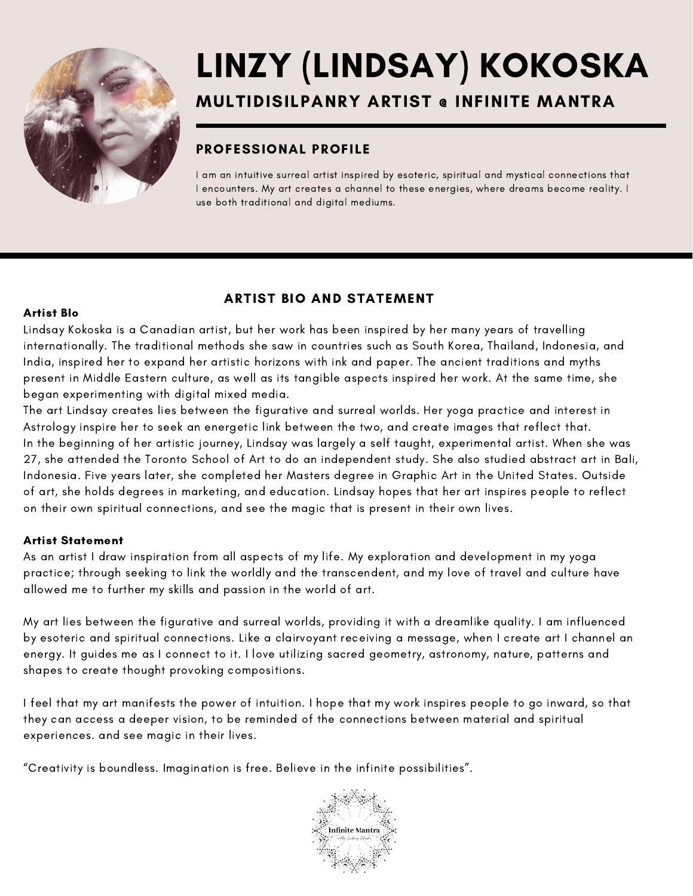# LINZY (LINDSAY) KOKOSKA

## MULTIDISILPANRY ARTIST @ INFINITE MANTRA

### PROFESSIONAL PROFILE

I am an intuitive surreal artist inspired by esoteric, spiritual and mystical connections that I encounters. My art creates a channel to these energies, where dreams become reality. I use both traditional and digital mediums.

## ARTIST BIO AND STATEMENT

**Artist BIo**

Lindsay Kokoska is a Canadian artist, but her work has been inspired by her many years of travelling internationally. The traditional methods she saw in countries such as South Korea, Thailand, Indonesia, and India, inspired her to expand her artistic horizons with ink and paper. The ancient traditions and myths present in Middle Eastern culture, as well as its tangible aspects inspired her work. At the same time, she began experimenting with digital mixed media.

The art Lindsay creates lies between the figurative and surreal worlds. Her yoga practice and interest in Astrology inspire her to seek an energetic link between the two, and create images that reflect that.

In the beginning of her artistic journey, Lindsay was largely a self taught, experimental artist. When she was 27, she attended the Toronto School of Art to do an independent study. She also studied abstract art in Bali, Indonesia. Five years later, she completed her Masters degree in Graphic Art in the United States. Outside of art, she holds degrees in marketing, and education. Lindsay hopes that her art inspires people to reflect on their own spiritual connections, and see the magic that is present in their own lives.

**Artist Statement**

As an artist I draw inspiration from all aspects of my life. My exploration and development in my yoga practice; through seeking to link the worldly and the transcendent, and my love of travel and culture have allowed me to further my skills and passion in the world of art.

My art lies between the figurative and surreal worlds, providing it with a dreamlike quality. I am influenced by esoteric and spiritual connections. Like a clairvoyant receiving a message, when I create art I channel an energy. It guides me as I connect to it. I love utilizing sacred geometry, astronomy, nature, patterns and shapes to create thought provoking compositions.

I feel that my art manifests the power of intuition. I hope that my work inspires people to go inward, so that they can access a deeper vision, to be reminded of the connections between material and spiritual experiences. and see magic in their lives.

"Creativity is boundless. Imagination is free. Believe in the infinite possibilities".

Infinite Mantra